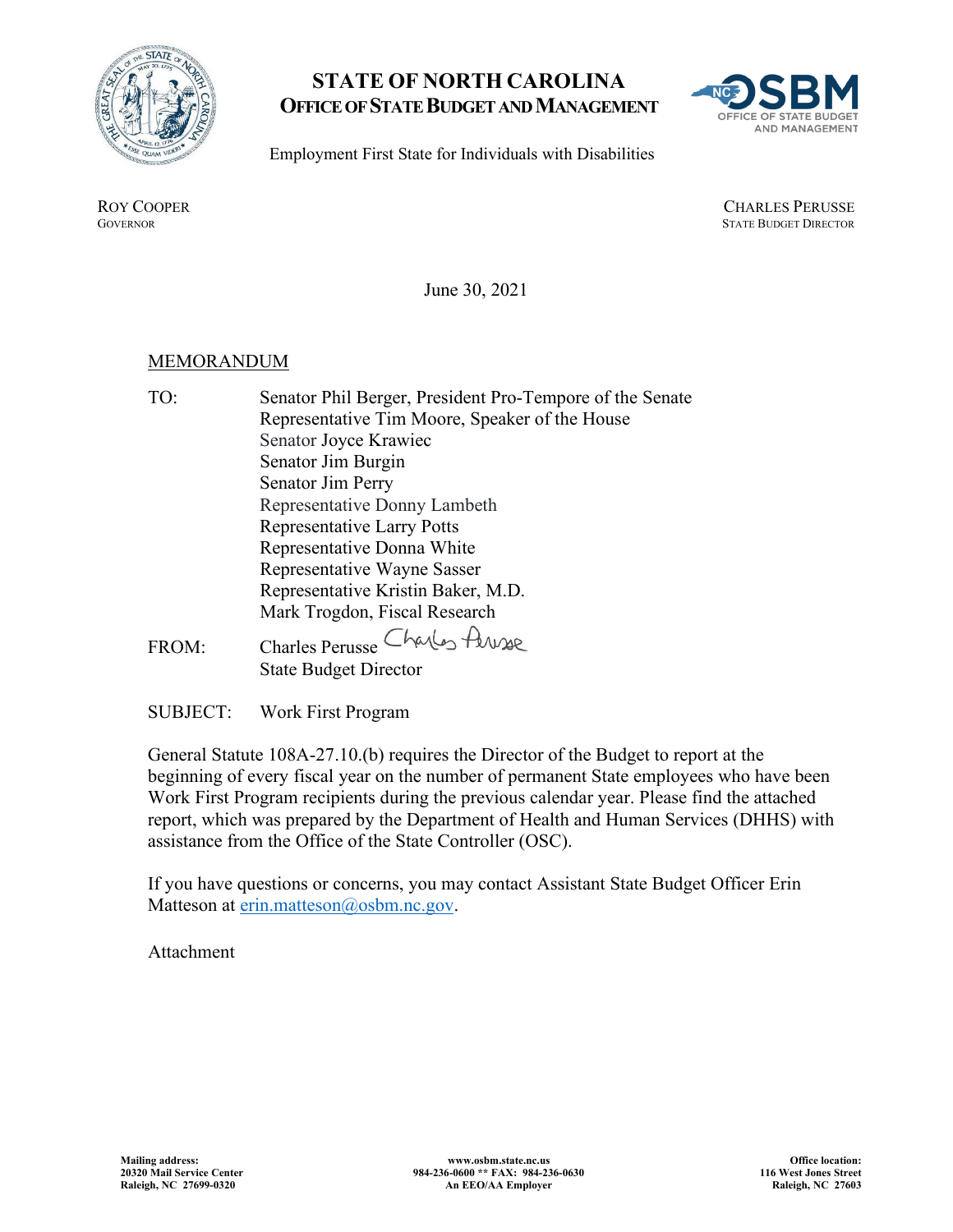# STATE OF NORTH CAROLINA
## OFFICE OF STATE BUDGET AND MANAGEMENT

Employment First State for Individuals with Disabilities

ROY COOPER
GOVERNOR

CHARLES PERUSSE
STATE BUDGET DIRECTOR

June 30, 2021

MEMORANDUM

TO: Senator Phil Berger, President Pro-Tempore of the Senate
Representative Tim Moore, Speaker of the House
Senator Joyce Krawiec
Senator Jim Burgin
Senator Jim Perry
Representative Donny Lambeth
Representative Larry Potts
Representative Donna White
Representative Wayne Sasser
Representative Kristin Baker, M.D.
Mark Trogdon, Fiscal Research

FROM: Charles Perusse
State Budget Director

SUBJECT: Work First Program

General Statute 108A-27.10.(b) requires the Director of the Budget to report at the beginning of every fiscal year on the number of permanent State employees who have been Work First Program recipients during the previous calendar year. Please find the attached report, which was prepared by the Department of Health and Human Services (DHHS) with assistance from the Office of the State Controller (OSC).

If you have questions or concerns, you may contact Assistant State Budget Officer Erin Matteson at erin.matteson@osbm.nc.gov.

Attachment

**Mailing address:**
**20320 Mail Service Center**
**Raleigh, NC 27699-0320**

**www.osbm.state.nc.us**
**984-236-0600 ** FAX: 984-236-0630**
**An EEO/AA Employer**

**Office location:**
**116 West Jones Street**
**Raleigh, NC 27603**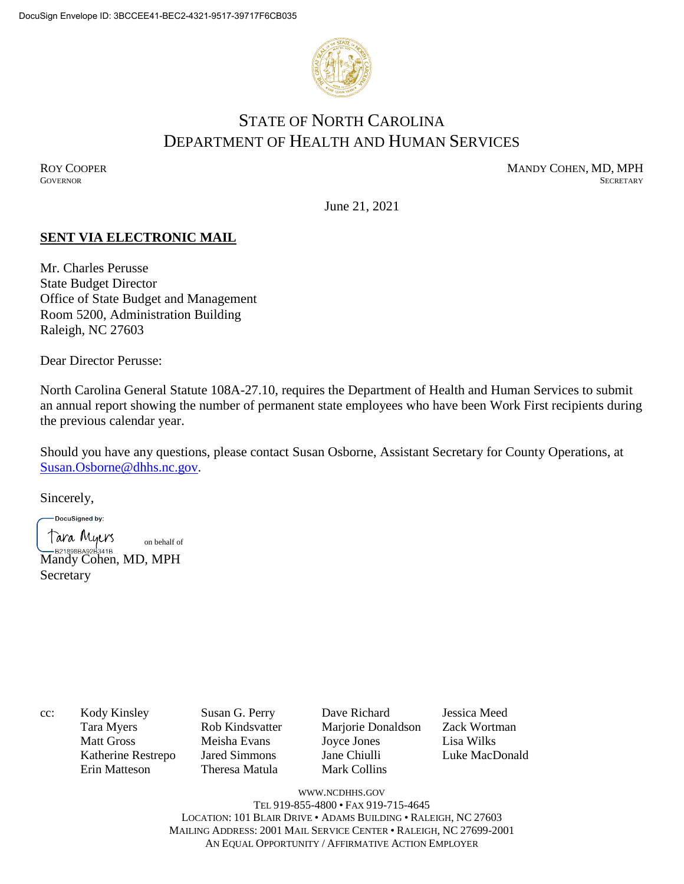DocuSign Envelope ID: 3BCCEE41-BEC2-4321-9517-39717F6CB035

# STATE OF NORTH CAROLINA
# DEPARTMENT OF HEALTH AND HUMAN SERVICES

ROY COOPER
GOVERNOR

MANDY COHEN, MD, MPH
SECRETARY

June 21, 2021

**SENT VIA ELECTRONIC MAIL**

Mr. Charles Perusse
State Budget Director
Office of State Budget and Management
Room 5200, Administration Building
Raleigh, NC 27603

Dear Director Perusse:

North Carolina General Statute 108A-27.10, requires the Department of Health and Human Services to submit an annual report showing the number of permanent state employees who have been Work First recipients during the previous calendar year.

Should you have any questions, please contact Susan Osborne, Assistant Secretary for County Operations, at Susan.Osborne@dhhs.nc.gov.

Sincerely,

DocuSigned by:
Tara Myers on behalf of
B21898BA92B341B

Mandy Cohen, MD, MPH
Secretary

cc: Kody Kinsley, Tara Myers, Matt Gross, Katherine Restrepo, Erin Matteson, Susan G. Perry, Rob Kindsvatter, Meisha Evans, Jared Simmons, Theresa Matula, Dave Richard, Marjorie Donaldson, Joyce Jones, Jane Chiulli, Mark Collins, Jessica Meed, Zack Wortman, Lisa Wilks, Luke MacDonald

WWW.NCDHHS.GOV
TEL 919-855-4800 • FAX 919-715-4645
LOCATION: 101 BLAIR DRIVE • ADAMS BUILDING • RALEIGH, NC 27603
MAILING ADDRESS: 2001 MAIL SERVICE CENTER • RALEIGH, NC 27699-2001
AN EQUAL OPPORTUNITY / AFFIRMATIVE ACTION EMPLOYER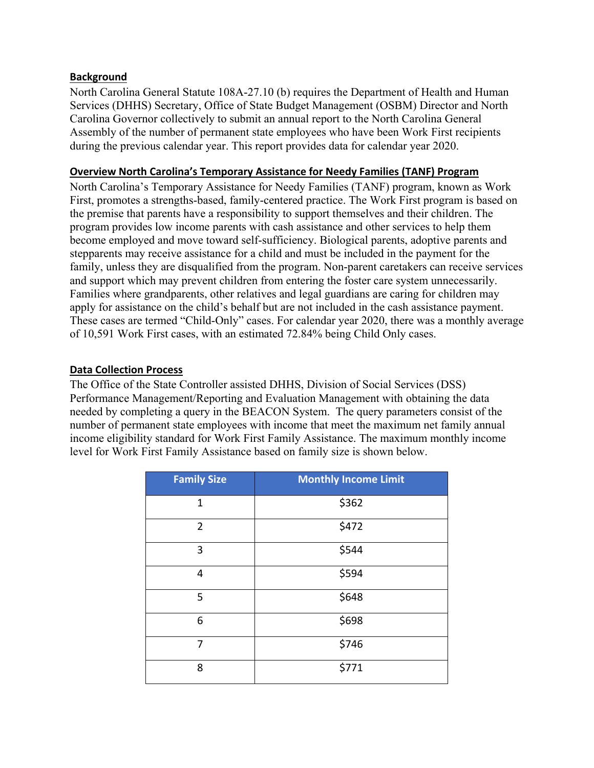## Background

North Carolina General Statute 108A-27.10 (b) requires the Department of Health and Human Services (DHHS) Secretary, Office of State Budget Management (OSBM) Director and North Carolina Governor collectively to submit an annual report to the North Carolina General Assembly of the number of permanent state employees who have been Work First recipients during the previous calendar year. This report provides data for calendar year 2020.

## Overview North Carolina's Temporary Assistance for Needy Families (TANF) Program

North Carolina's Temporary Assistance for Needy Families (TANF) program, known as Work First, promotes a strengths-based, family-centered practice. The Work First program is based on the premise that parents have a responsibility to support themselves and their children. The program provides low income parents with cash assistance and other services to help them become employed and move toward self-sufficiency. Biological parents, adoptive parents and stepparents may receive assistance for a child and must be included in the payment for the family, unless they are disqualified from the program. Non-parent caretakers can receive services and support which may prevent children from entering the foster care system unnecessarily. Families where grandparents, other relatives and legal guardians are caring for children may apply for assistance on the child's behalf but are not included in the cash assistance payment. These cases are termed "Child-Only" cases. For calendar year 2020, there was a monthly average of 10,591 Work First cases, with an estimated 72.84% being Child Only cases.

## Data Collection Process

The Office of the State Controller assisted DHHS, Division of Social Services (DSS) Performance Management/Reporting and Evaluation Management with obtaining the data needed by completing a query in the BEACON System. The query parameters consist of the number of permanent state employees with income that meet the maximum net family annual income eligibility standard for Work First Family Assistance. The maximum monthly income level for Work First Family Assistance based on family size is shown below.

| Family Size | Monthly Income Limit |
|---|---|
| 1 | $362 |
| 2 | $472 |
| 3 | $544 |
| 4 | $594 |
| 5 | $648 |
| 6 | $698 |
| 7 | $746 |
| 8 | $771 |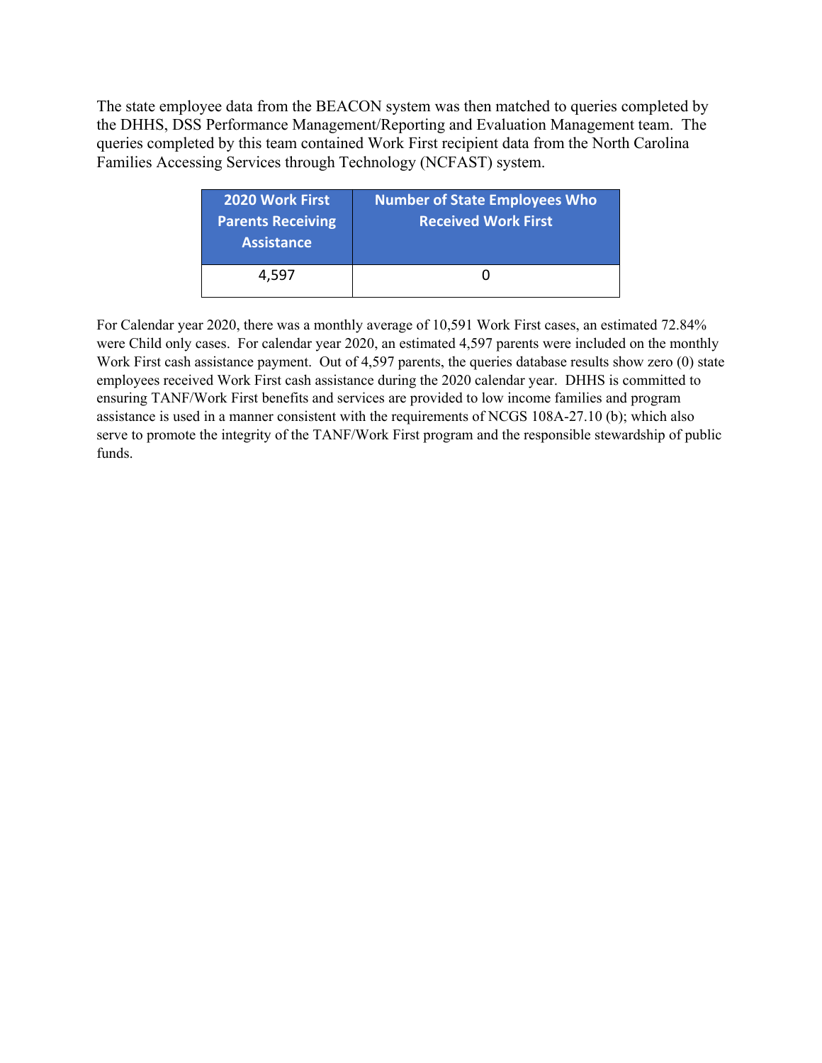The state employee data from the BEACON system was then matched to queries completed by the DHHS, DSS Performance Management/Reporting and Evaluation Management team. The queries completed by this team contained Work First recipient data from the North Carolina Families Accessing Services through Technology (NCFAST) system.

| 2020 Work First Parents Receiving Assistance | Number of State Employees Who Received Work First |
|---|---|
| 4,597 | 0 |

For Calendar year 2020, there was a monthly average of 10,591 Work First cases, an estimated 72.84% were Child only cases. For calendar year 2020, an estimated 4,597 parents were included on the monthly Work First cash assistance payment. Out of 4,597 parents, the queries database results show zero (0) state employees received Work First cash assistance during the 2020 calendar year. DHHS is committed to ensuring TANF/Work First benefits and services are provided to low income families and program assistance is used in a manner consistent with the requirements of NCGS 108A-27.10 (b); which also serve to promote the integrity of the TANF/Work First program and the responsible stewardship of public funds.